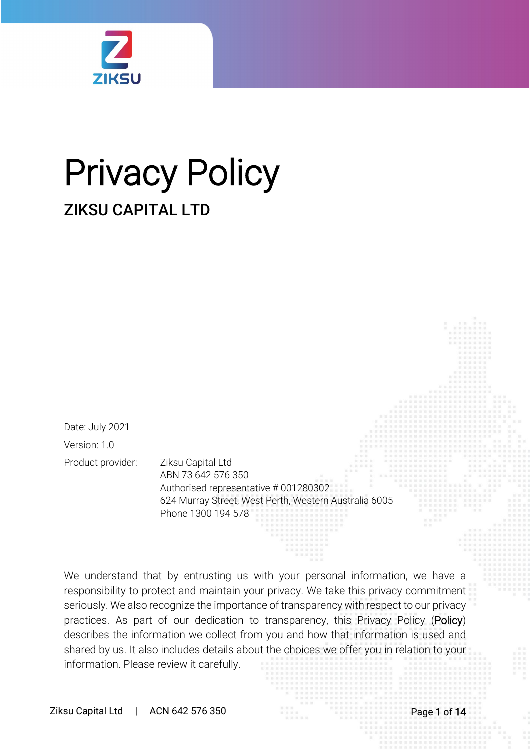# Privacy Policy

## ZIKSU CAPITAL LTD

Date: July 2021

Version: 1.0

| Product provider: | Ziksu Capital Ltd<br>ABN 73 642 576 350<br>Authorised representative # 001280302<br>624 Murray Street, West Perth, Western Australia 6005<br>Phone 1300 194 578 |
|---|---|

We understand that by entrusting us with your personal information, we have a responsibility to protect and maintain your privacy. We take this privacy commitment seriously. We also recognize the importance of transparency with respect to our privacy practices. As part of our dedication to transparency, this Privacy Policy (**Policy**) describes the information we collect from you and how that information is used and shared by us. It also includes details about the choices we offer you in relation to your information. Please review it carefully.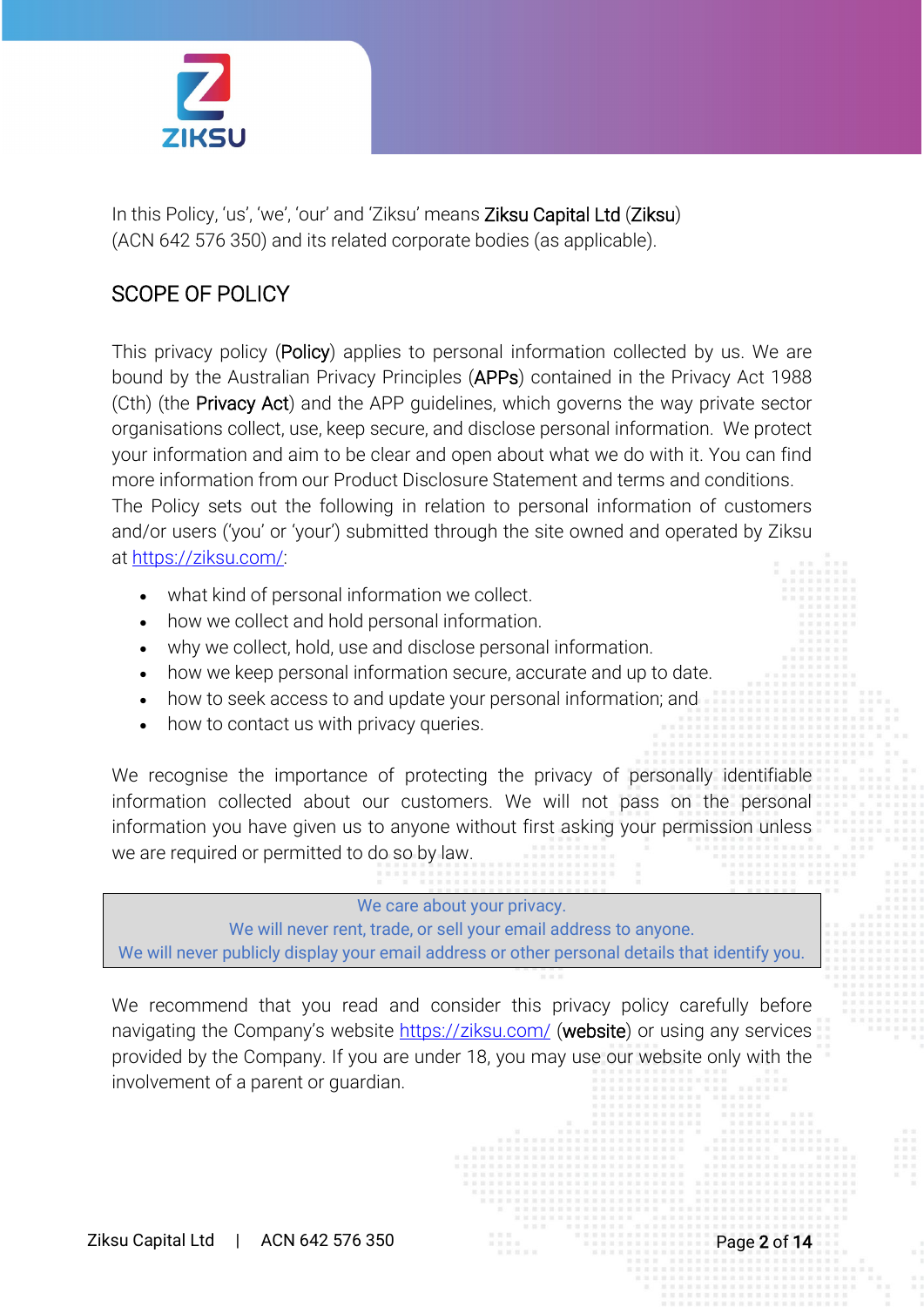In this Policy, 'us', 'we', 'our' and 'Ziksu' means **Ziksu Capital Ltd** (**Ziksu**) (ACN 642 576 350) and its related corporate bodies (as applicable).

## SCOPE OF POLICY

This privacy policy (**Policy**) applies to personal information collected by us. We are bound by the Australian Privacy Principles (**APPs**) contained in the Privacy Act 1988 (Cth) (the **Privacy Act**) and the APP guidelines, which governs the way private sector organisations collect, use, keep secure, and disclose personal information. We protect your information and aim to be clear and open about what we do with it. You can find more information from our Product Disclosure Statement and terms and conditions.

The Policy sets out the following in relation to personal information of customers and/or users ('you' or 'your') submitted through the site owned and operated by Ziksu at https://ziksu.com/:

- what kind of personal information we collect.
- how we collect and hold personal information.
- why we collect, hold, use and disclose personal information.
- how we keep personal information secure, accurate and up to date.
- how to seek access to and update your personal information; and
- how to contact us with privacy queries.

We recognise the importance of protecting the privacy of personally identifiable information collected about our customers. We will not pass on the personal information you have given us to anyone without first asking your permission unless we are required or permitted to do so by law.

| We care about your privacy.<br>We will never rent, trade, or sell your email address to anyone.<br>We will never publicly display your email address or other personal details that identify you. |
|---|

We recommend that you read and consider this privacy policy carefully before navigating the Company's website https://ziksu.com/ (**website**) or using any services provided by the Company. If you are under 18, you may use our website only with the involvement of a parent or guardian.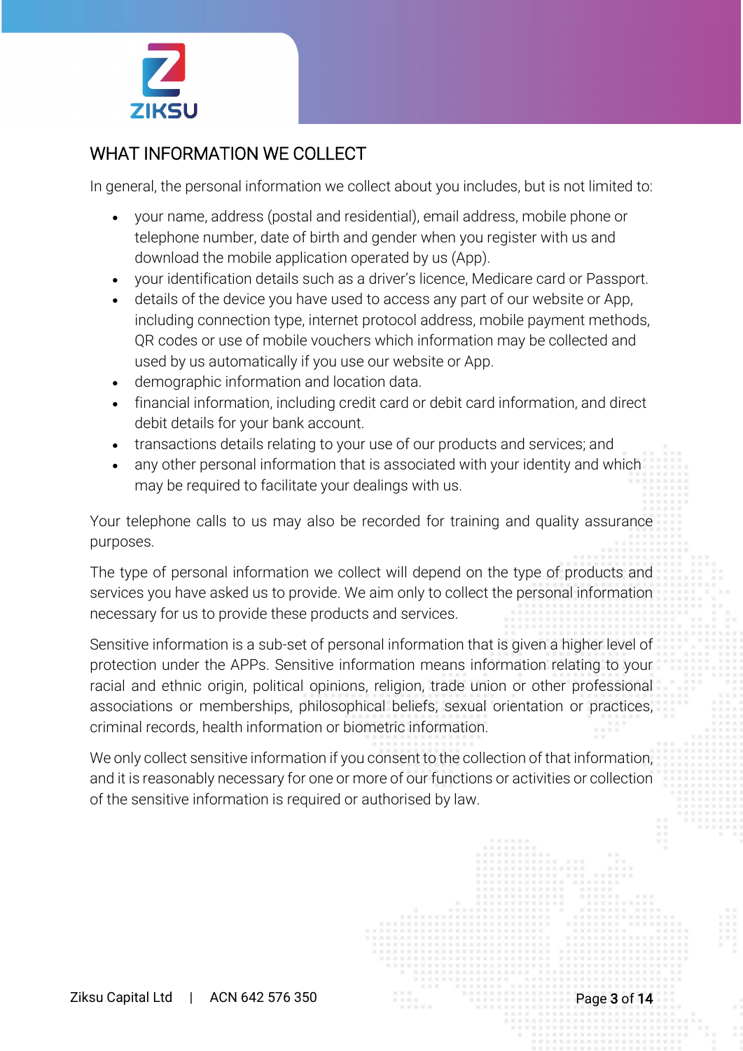## WHAT INFORMATION WE COLLECT

In general, the personal information we collect about you includes, but is not limited to:

- your name, address (postal and residential), email address, mobile phone or telephone number, date of birth and gender when you register with us and download the mobile application operated by us (App).
- your identification details such as a driver's licence, Medicare card or Passport.
- details of the device you have used to access any part of our website or App, including connection type, internet protocol address, mobile payment methods, QR codes or use of mobile vouchers which information may be collected and used by us automatically if you use our website or App.
- demographic information and location data.
- financial information, including credit card or debit card information, and direct debit details for your bank account.
- transactions details relating to your use of our products and services; and
- any other personal information that is associated with your identity and which may be required to facilitate your dealings with us.

Your telephone calls to us may also be recorded for training and quality assurance purposes.

The type of personal information we collect will depend on the type of products and services you have asked us to provide. We aim only to collect the personal information necessary for us to provide these products and services.

Sensitive information is a sub-set of personal information that is given a higher level of protection under the APPs. Sensitive information means information relating to your racial and ethnic origin, political opinions, religion, trade union or other professional associations or memberships, philosophical beliefs, sexual orientation or practices, criminal records, health information or biometric information.

We only collect sensitive information if you consent to the collection of that information, and it is reasonably necessary for one or more of our functions or activities or collection of the sensitive information is required or authorised by law.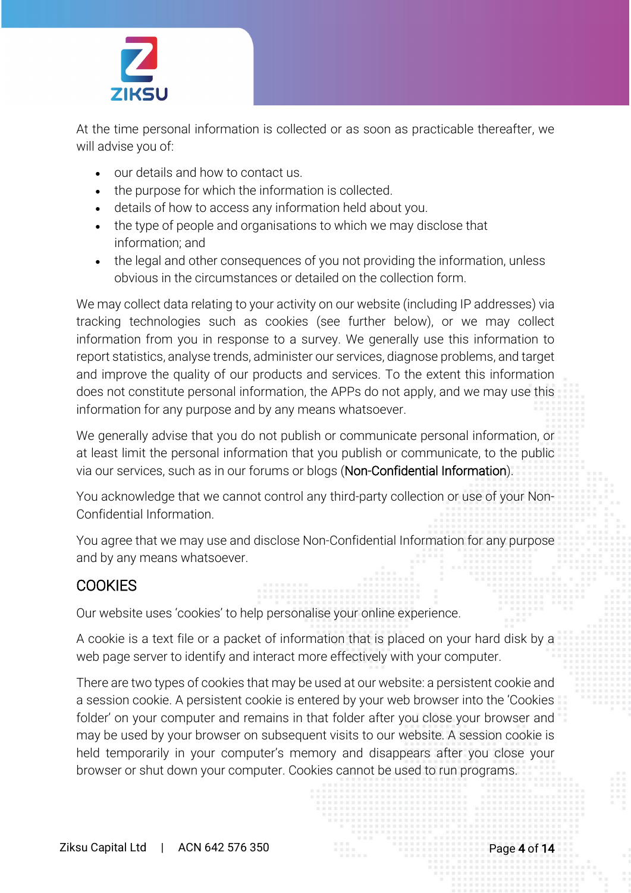At the time personal information is collected or as soon as practicable thereafter, we will advise you of:

- our details and how to contact us.
- the purpose for which the information is collected.
- details of how to access any information held about you.
- the type of people and organisations to which we may disclose that information; and
- the legal and other consequences of you not providing the information, unless obvious in the circumstances or detailed on the collection form.

We may collect data relating to your activity on our website (including IP addresses) via tracking technologies such as cookies (see further below), or we may collect information from you in response to a survey. We generally use this information to report statistics, analyse trends, administer our services, diagnose problems, and target and improve the quality of our products and services. To the extent this information does not constitute personal information, the APPs do not apply, and we may use this information for any purpose and by any means whatsoever.

We generally advise that you do not publish or communicate personal information, or at least limit the personal information that you publish or communicate, to the public via our services, such as in our forums or blogs (Non-Confidential Information).

You acknowledge that we cannot control any third-party collection or use of your Non-Confidential Information.

You agree that we may use and disclose Non-Confidential Information for any purpose and by any means whatsoever.

## COOKIES

Our website uses 'cookies' to help personalise your online experience.

A cookie is a text file or a packet of information that is placed on your hard disk by a web page server to identify and interact more effectively with your computer.

There are two types of cookies that may be used at our website: a persistent cookie and a session cookie. A persistent cookie is entered by your web browser into the 'Cookies folder' on your computer and remains in that folder after you close your browser and may be used by your browser on subsequent visits to our website. A session cookie is held temporarily in your computer's memory and disappears after you close your browser or shut down your computer. Cookies cannot be used to run programs.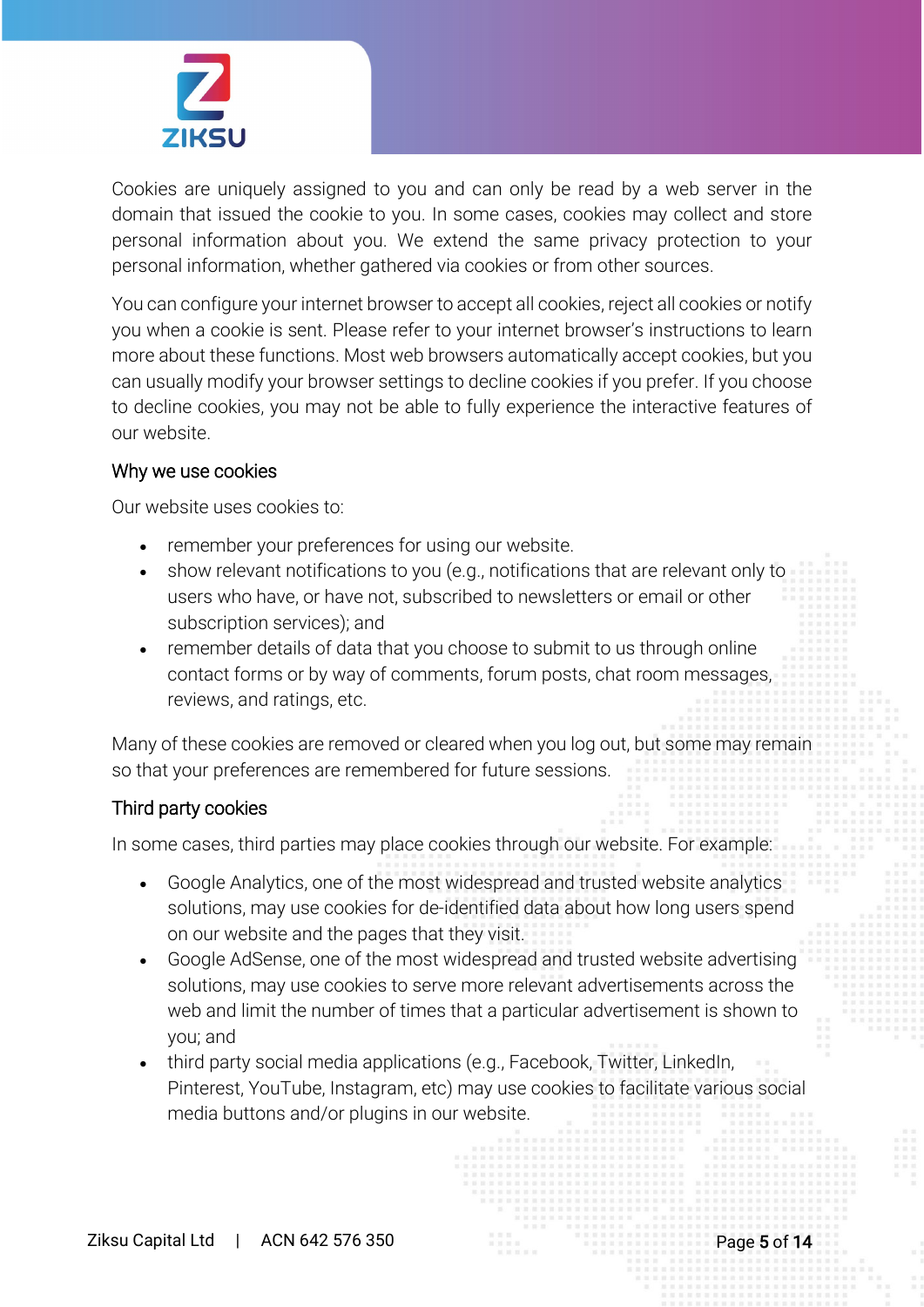Cookies are uniquely assigned to you and can only be read by a web server in the domain that issued the cookie to you. In some cases, cookies may collect and store personal information about you. We extend the same privacy protection to your personal information, whether gathered via cookies or from other sources.

You can configure your internet browser to accept all cookies, reject all cookies or notify you when a cookie is sent. Please refer to your internet browser's instructions to learn more about these functions. Most web browsers automatically accept cookies, but you can usually modify your browser settings to decline cookies if you prefer. If you choose to decline cookies, you may not be able to fully experience the interactive features of our website.

### Why we use cookies

Our website uses cookies to:

- remember your preferences for using our website.
- show relevant notifications to you (e.g., notifications that are relevant only to users who have, or have not, subscribed to newsletters or email or other subscription services); and
- remember details of data that you choose to submit to us through online contact forms or by way of comments, forum posts, chat room messages, reviews, and ratings, etc.

Many of these cookies are removed or cleared when you log out, but some may remain so that your preferences are remembered for future sessions.

### Third party cookies

In some cases, third parties may place cookies through our website. For example:

- Google Analytics, one of the most widespread and trusted website analytics solutions, may use cookies for de-identified data about how long users spend on our website and the pages that they visit.
- Google AdSense, one of the most widespread and trusted website advertising solutions, may use cookies to serve more relevant advertisements across the web and limit the number of times that a particular advertisement is shown to you; and
- third party social media applications (e.g., Facebook, Twitter, LinkedIn, Pinterest, YouTube, Instagram, etc) may use cookies to facilitate various social media buttons and/or plugins in our website.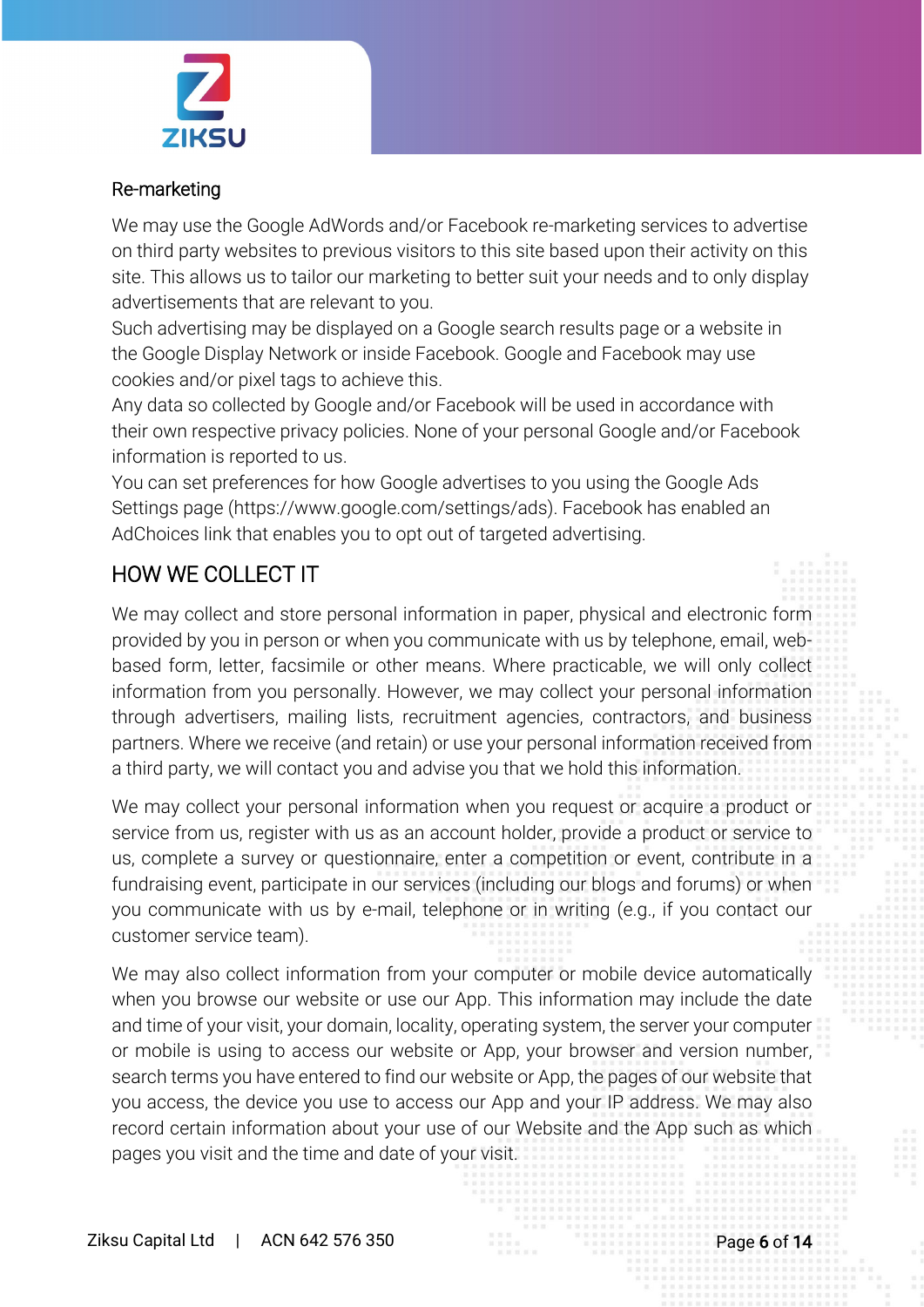### Re-marketing

We may use the Google AdWords and/or Facebook re-marketing services to advertise on third party websites to previous visitors to this site based upon their activity on this site. This allows us to tailor our marketing to better suit your needs and to only display advertisements that are relevant to you.
Such advertising may be displayed on a Google search results page or a website in the Google Display Network or inside Facebook. Google and Facebook may use cookies and/or pixel tags to achieve this.
Any data so collected by Google and/or Facebook will be used in accordance with their own respective privacy policies. None of your personal Google and/or Facebook information is reported to us.
You can set preferences for how Google advertises to you using the Google Ads Settings page (https://www.google.com/settings/ads). Facebook has enabled an AdChoices link that enables you to opt out of targeted advertising.

## HOW WE COLLECT IT

We may collect and store personal information in paper, physical and electronic form provided by you in person or when you communicate with us by telephone, email, web-based form, letter, facsimile or other means. Where practicable, we will only collect information from you personally. However, we may collect your personal information through advertisers, mailing lists, recruitment agencies, contractors, and business partners. Where we receive (and retain) or use your personal information received from a third party, we will contact you and advise you that we hold this information.

We may collect your personal information when you request or acquire a product or service from us, register with us as an account holder, provide a product or service to us, complete a survey or questionnaire, enter a competition or event, contribute in a fundraising event, participate in our services (including our blogs and forums) or when you communicate with us by e-mail, telephone or in writing (e.g., if you contact our customer service team).

We may also collect information from your computer or mobile device automatically when you browse our website or use our App. This information may include the date and time of your visit, your domain, locality, operating system, the server your computer or mobile is using to access our website or App, your browser and version number, search terms you have entered to find our website or App, the pages of our website that you access, the device you use to access our App and your IP address. We may also record certain information about your use of our Website and the App such as which pages you visit and the time and date of your visit.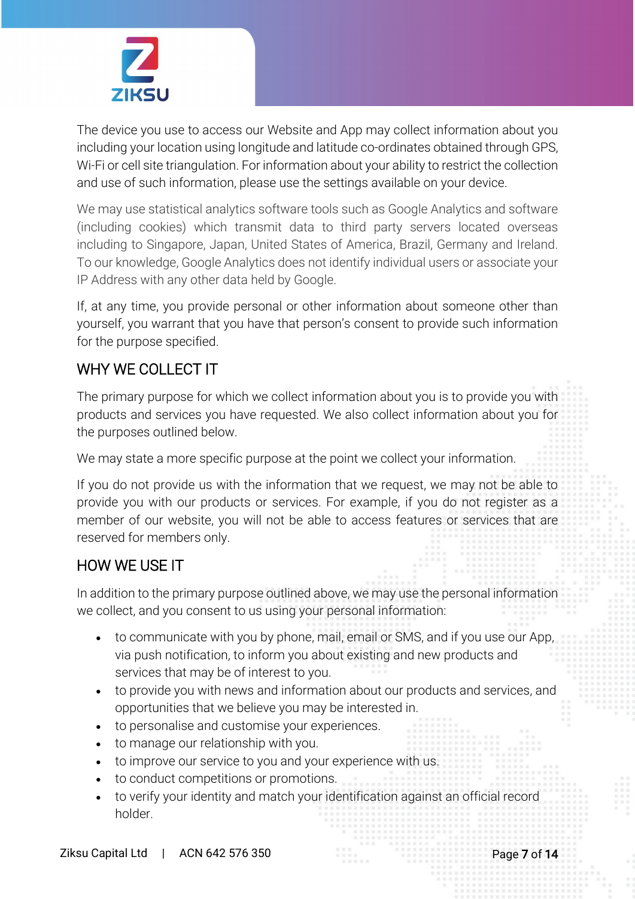The device you use to access our Website and App may collect information about you including your location using longitude and latitude co-ordinates obtained through GPS, Wi-Fi or cell site triangulation. For information about your ability to restrict the collection and use of such information, please use the settings available on your device.

We may use statistical analytics software tools such as Google Analytics and software (including cookies) which transmit data to third party servers located overseas including to Singapore, Japan, United States of America, Brazil, Germany and Ireland. To our knowledge, Google Analytics does not identify individual users or associate your IP Address with any other data held by Google.

If, at any time, you provide personal or other information about someone other than yourself, you warrant that you have that person's consent to provide such information for the purpose specified.

## WHY WE COLLECT IT

The primary purpose for which we collect information about you is to provide you with products and services you have requested. We also collect information about you for the purposes outlined below.

We may state a more specific purpose at the point we collect your information.

If you do not provide us with the information that we request, we may not be able to provide you with our products or services. For example, if you do not register as a member of our website, you will not be able to access features or services that are reserved for members only.

## HOW WE USE IT

In addition to the primary purpose outlined above, we may use the personal information we collect, and you consent to us using your personal information:

- to communicate with you by phone, mail, email or SMS, and if you use our App, via push notification, to inform you about existing and new products and services that may be of interest to you.
- to provide you with news and information about our products and services, and opportunities that we believe you may be interested in.
- to personalise and customise your experiences.
- to manage our relationship with you.
- to improve our service to you and your experience with us.
- to conduct competitions or promotions.
- to verify your identity and match your identification against an official record holder.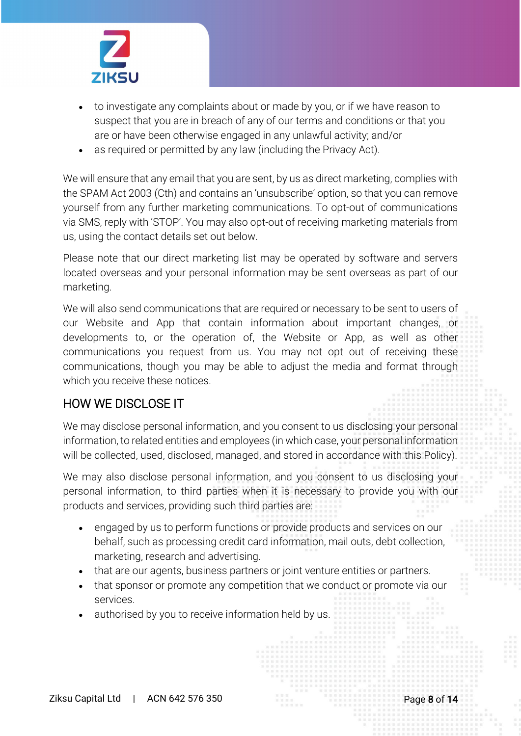- to investigate any complaints about or made by you, or if we have reason to suspect that you are in breach of any of our terms and conditions or that you are or have been otherwise engaged in any unlawful activity; and/or
- as required or permitted by any law (including the Privacy Act).

We will ensure that any email that you are sent, by us as direct marketing, complies with the SPAM Act 2003 (Cth) and contains an 'unsubscribe' option, so that you can remove yourself from any further marketing communications. To opt-out of communications via SMS, reply with 'STOP'. You may also opt-out of receiving marketing materials from us, using the contact details set out below.

Please note that our direct marketing list may be operated by software and servers located overseas and your personal information may be sent overseas as part of our marketing.

We will also send communications that are required or necessary to be sent to users of our Website and App that contain information about important changes, or developments to, or the operation of, the Website or App, as well as other communications you request from us. You may not opt out of receiving these communications, though you may be able to adjust the media and format through which you receive these notices.

## HOW WE DISCLOSE IT

We may disclose personal information, and you consent to us disclosing your personal information, to related entities and employees (in which case, your personal information will be collected, used, disclosed, managed, and stored in accordance with this Policy).

We may also disclose personal information, and you consent to us disclosing your personal information, to third parties when it is necessary to provide you with our products and services, providing such third parties are:

- engaged by us to perform functions or provide products and services on our behalf, such as processing credit card information, mail outs, debt collection, marketing, research and advertising.
- that are our agents, business partners or joint venture entities or partners.
- that sponsor or promote any competition that we conduct or promote via our services.
- authorised by you to receive information held by us.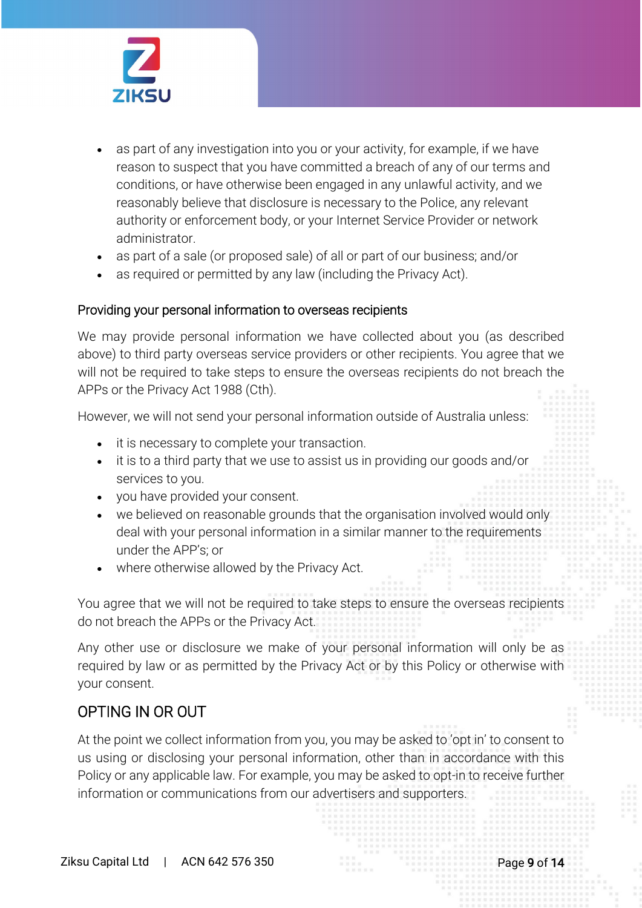- as part of any investigation into you or your activity, for example, if we have reason to suspect that you have committed a breach of any of our terms and conditions, or have otherwise been engaged in any unlawful activity, and we reasonably believe that disclosure is necessary to the Police, any relevant authority or enforcement body, or your Internet Service Provider or network administrator.
- as part of a sale (or proposed sale) of all or part of our business; and/or
- as required or permitted by any law (including the Privacy Act).

### Providing your personal information to overseas recipients

We may provide personal information we have collected about you (as described above) to third party overseas service providers or other recipients. You agree that we will not be required to take steps to ensure the overseas recipients do not breach the APPs or the Privacy Act 1988 (Cth).

However, we will not send your personal information outside of Australia unless:

- it is necessary to complete your transaction.
- it is to a third party that we use to assist us in providing our goods and/or services to you.
- you have provided your consent.
- we believed on reasonable grounds that the organisation involved would only deal with your personal information in a similar manner to the requirements under the APP's; or
- where otherwise allowed by the Privacy Act.

You agree that we will not be required to take steps to ensure the overseas recipients do not breach the APPs or the Privacy Act.

Any other use or disclosure we make of your personal information will only be as required by law or as permitted by the Privacy Act or by this Policy or otherwise with your consent.

## OPTING IN OR OUT

At the point we collect information from you, you may be asked to 'opt in' to consent to us using or disclosing your personal information, other than in accordance with this Policy or any applicable law. For example, you may be asked to opt-in to receive further information or communications from our advertisers and supporters.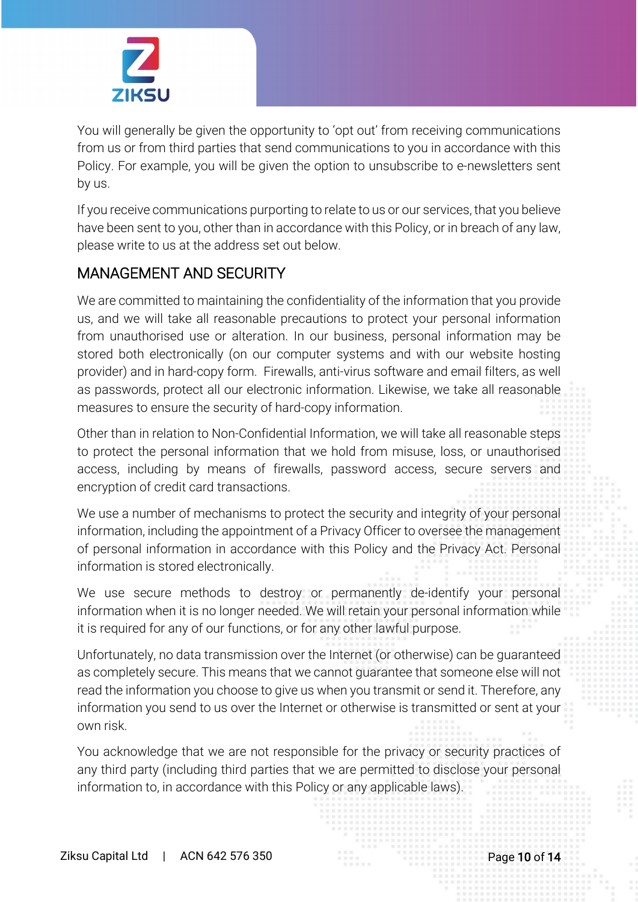You will generally be given the opportunity to 'opt out' from receiving communications from us or from third parties that send communications to you in accordance with this Policy. For example, you will be given the option to unsubscribe to e-newsletters sent by us.

If you receive communications purporting to relate to us or our services, that you believe have been sent to you, other than in accordance with this Policy, or in breach of any law, please write to us at the address set out below.

## MANAGEMENT AND SECURITY

We are committed to maintaining the confidentiality of the information that you provide us, and we will take all reasonable precautions to protect your personal information from unauthorised use or alteration. In our business, personal information may be stored both electronically (on our computer systems and with our website hosting provider) and in hard-copy form. Firewalls, anti-virus software and email filters, as well as passwords, protect all our electronic information. Likewise, we take all reasonable measures to ensure the security of hard-copy information.

Other than in relation to Non-Confidential Information, we will take all reasonable steps to protect the personal information that we hold from misuse, loss, or unauthorised access, including by means of firewalls, password access, secure servers and encryption of credit card transactions.

We use a number of mechanisms to protect the security and integrity of your personal information, including the appointment of a Privacy Officer to oversee the management of personal information in accordance with this Policy and the Privacy Act. Personal information is stored electronically.

We use secure methods to destroy or permanently de-identify your personal information when it is no longer needed. We will retain your personal information while it is required for any of our functions, or for any other lawful purpose.

Unfortunately, no data transmission over the Internet (or otherwise) can be guaranteed as completely secure. This means that we cannot guarantee that someone else will not read the information you choose to give us when you transmit or send it. Therefore, any information you send to us over the Internet or otherwise is transmitted or sent at your own risk.

You acknowledge that we are not responsible for the privacy or security practices of any third party (including third parties that we are permitted to disclose your personal information to, in accordance with this Policy or any applicable laws).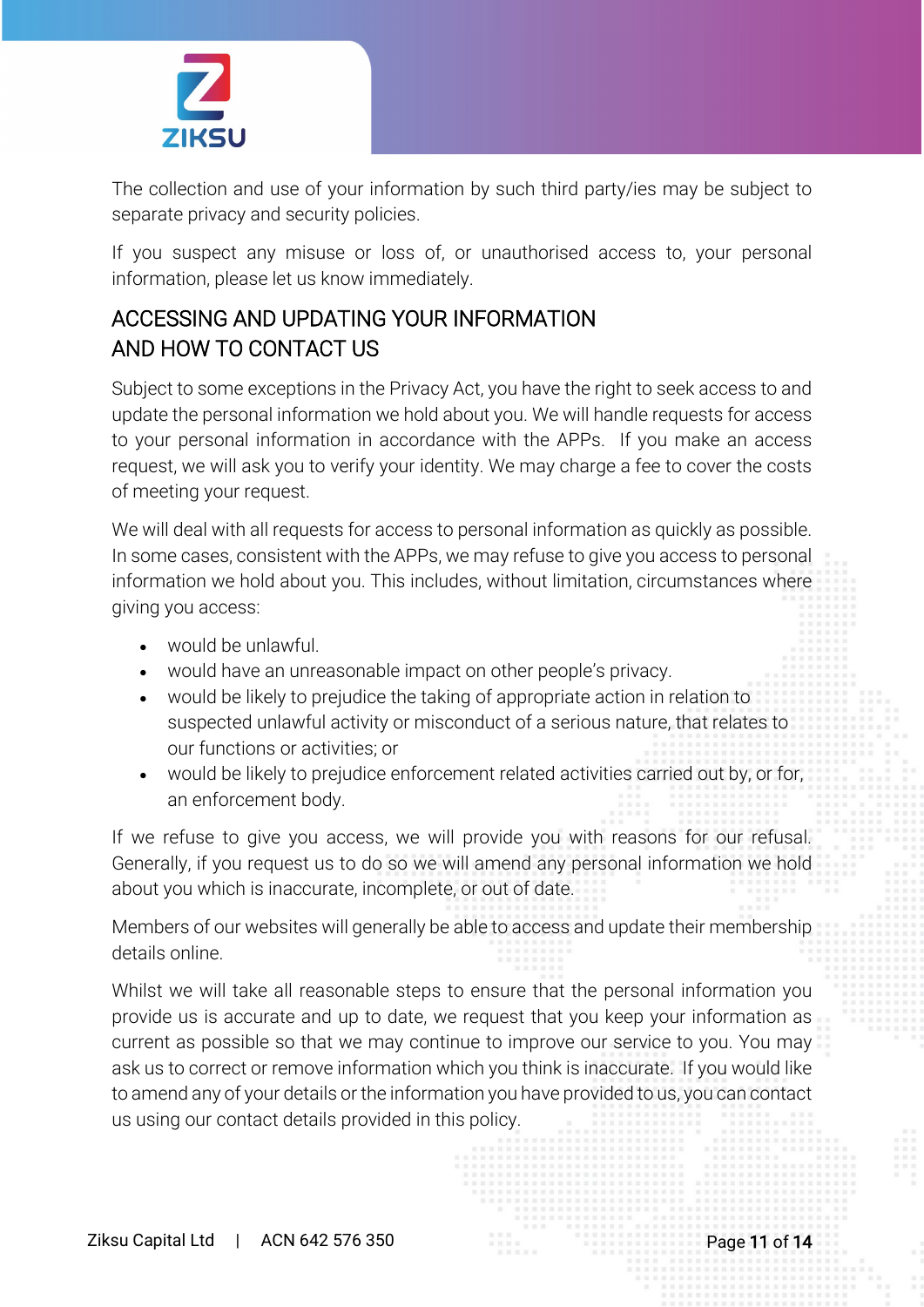The collection and use of your information by such third party/ies may be subject to separate privacy and security policies.

If you suspect any misuse or loss of, or unauthorised access to, your personal information, please let us know immediately.

## ACCESSING AND UPDATING YOUR INFORMATION AND HOW TO CONTACT US

Subject to some exceptions in the Privacy Act, you have the right to seek access to and update the personal information we hold about you. We will handle requests for access to your personal information in accordance with the APPs. If you make an access request, we will ask you to verify your identity. We may charge a fee to cover the costs of meeting your request.

We will deal with all requests for access to personal information as quickly as possible. In some cases, consistent with the APPs, we may refuse to give you access to personal information we hold about you. This includes, without limitation, circumstances where giving you access:

- would be unlawful.
- would have an unreasonable impact on other people's privacy.
- would be likely to prejudice the taking of appropriate action in relation to suspected unlawful activity or misconduct of a serious nature, that relates to our functions or activities; or
- would be likely to prejudice enforcement related activities carried out by, or for, an enforcement body.

If we refuse to give you access, we will provide you with reasons for our refusal. Generally, if you request us to do so we will amend any personal information we hold about you which is inaccurate, incomplete, or out of date.

Members of our websites will generally be able to access and update their membership details online.

Whilst we will take all reasonable steps to ensure that the personal information you provide us is accurate and up to date, we request that you keep your information as current as possible so that we may continue to improve our service to you. You may ask us to correct or remove information which you think is inaccurate. If you would like to amend any of your details or the information you have provided to us, you can contact us using our contact details provided in this policy.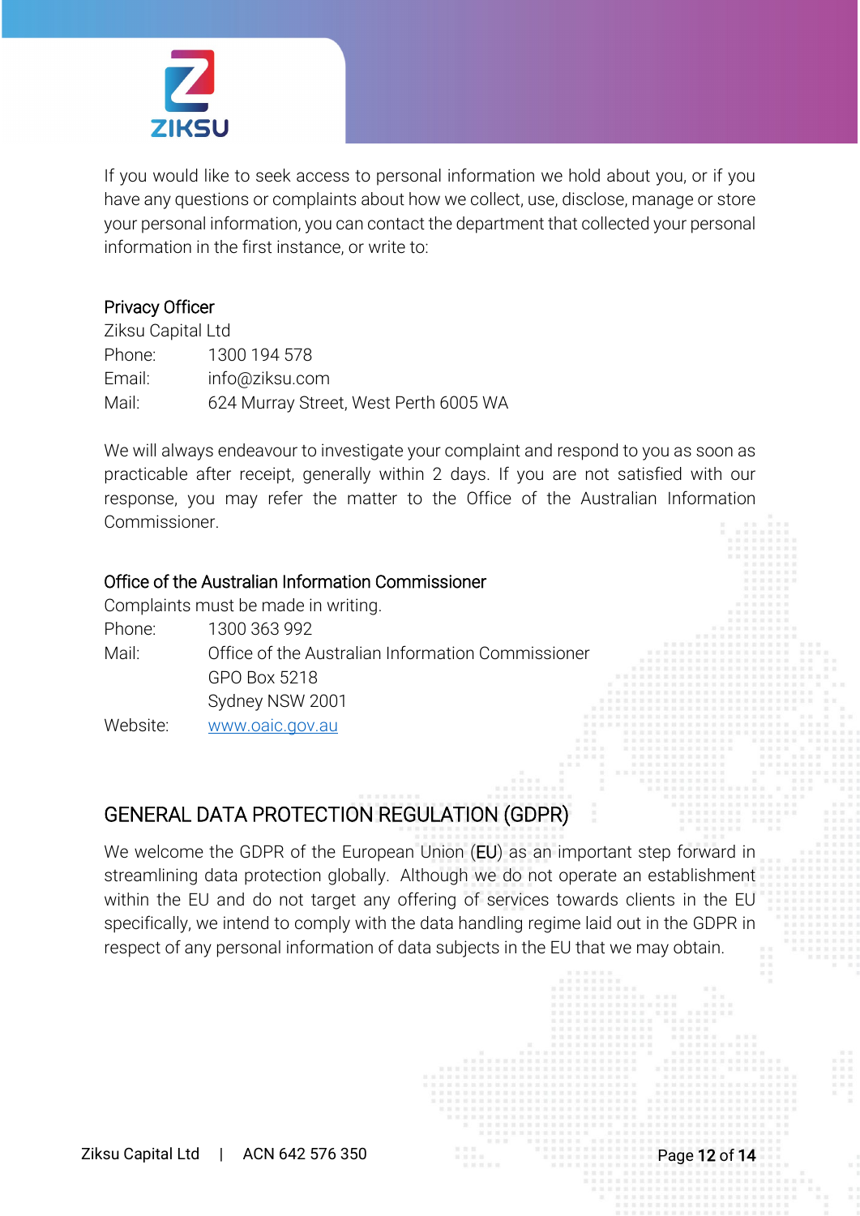If you would like to seek access to personal information we hold about you, or if you have any questions or complaints about how we collect, use, disclose, manage or store your personal information, you can contact the department that collected your personal information in the first instance, or write to:

Privacy Officer
Ziksu Capital Ltd
Phone: 1300 194 578
Email: info@ziksu.com
Mail: 624 Murray Street, West Perth 6005 WA

We will always endeavour to investigate your complaint and respond to you as soon as practicable after receipt, generally within 2 days. If you are not satisfied with our response, you may refer the matter to the Office of the Australian Information Commissioner.

Office of the Australian Information Commissioner
Complaints must be made in writing.
Phone: 1300 363 992
Mail: Office of the Australian Information Commissioner
GPO Box 5218
Sydney NSW 2001
Website: www.oaic.gov.au

## GENERAL DATA PROTECTION REGULATION (GDPR)

We welcome the GDPR of the European Union (EU) as an important step forward in streamlining data protection globally. Although we do not operate an establishment within the EU and do not target any offering of services towards clients in the EU specifically, we intend to comply with the data handling regime laid out in the GDPR in respect of any personal information of data subjects in the EU that we may obtain.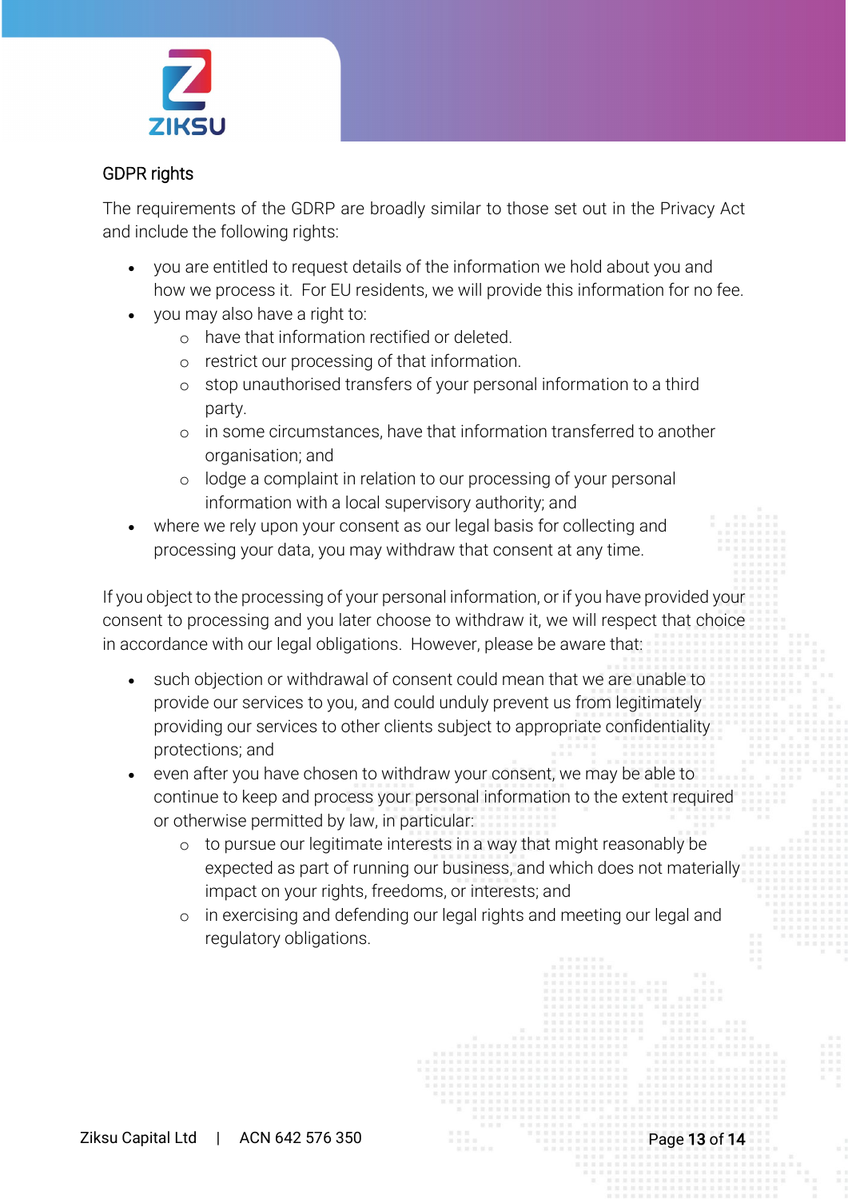## GDPR rights

The requirements of the GDRP are broadly similar to those set out in the Privacy Act and include the following rights:

- you are entitled to request details of the information we hold about you and how we process it. For EU residents, we will provide this information for no fee.
- you may also have a right to:
  - have that information rectified or deleted.
  - restrict our processing of that information.
  - stop unauthorised transfers of your personal information to a third party.
  - in some circumstances, have that information transferred to another organisation; and
  - lodge a complaint in relation to our processing of your personal information with a local supervisory authority; and
- where we rely upon your consent as our legal basis for collecting and processing your data, you may withdraw that consent at any time.

If you object to the processing of your personal information, or if you have provided your consent to processing and you later choose to withdraw it, we will respect that choice in accordance with our legal obligations. However, please be aware that:

- such objection or withdrawal of consent could mean that we are unable to provide our services to you, and could unduly prevent us from legitimately providing our services to other clients subject to appropriate confidentiality protections; and
- even after you have chosen to withdraw your consent, we may be able to continue to keep and process your personal information to the extent required or otherwise permitted by law, in particular:
  - to pursue our legitimate interests in a way that might reasonably be expected as part of running our business, and which does not materially impact on your rights, freedoms, or interests; and
  - in exercising and defending our legal rights and meeting our legal and regulatory obligations.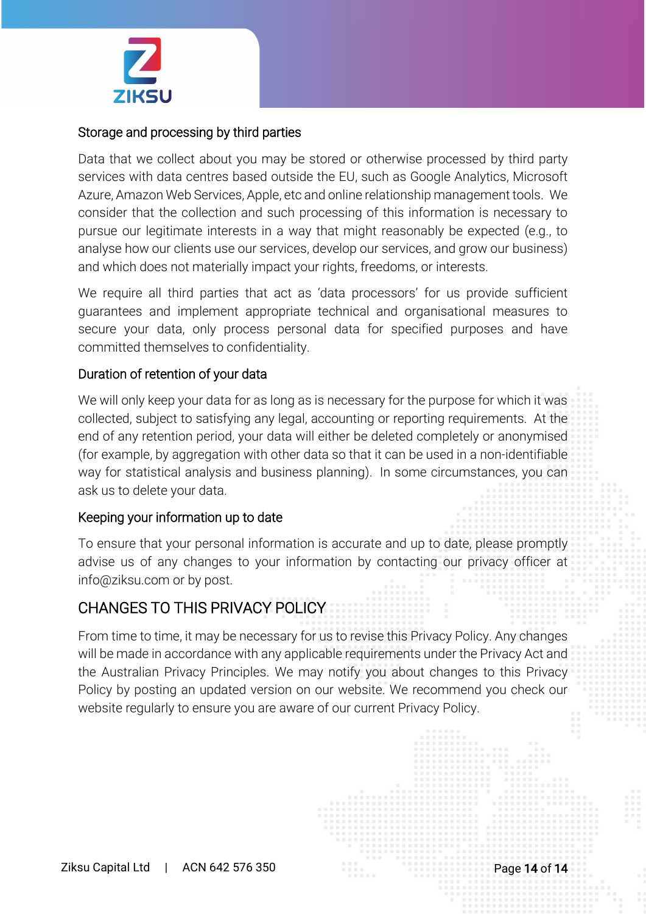### Storage and processing by third parties

Data that we collect about you may be stored or otherwise processed by third party services with data centres based outside the EU, such as Google Analytics, Microsoft Azure, Amazon Web Services, Apple, etc and online relationship management tools. We consider that the collection and such processing of this information is necessary to pursue our legitimate interests in a way that might reasonably be expected (e.g., to analyse how our clients use our services, develop our services, and grow our business) and which does not materially impact your rights, freedoms, or interests.

We require all third parties that act as 'data processors' for us provide sufficient guarantees and implement appropriate technical and organisational measures to secure your data, only process personal data for specified purposes and have committed themselves to confidentiality.

### Duration of retention of your data

We will only keep your data for as long as is necessary for the purpose for which it was collected, subject to satisfying any legal, accounting or reporting requirements. At the end of any retention period, your data will either be deleted completely or anonymised (for example, by aggregation with other data so that it can be used in a non-identifiable way for statistical analysis and business planning). In some circumstances, you can ask us to delete your data.

### Keeping your information up to date

To ensure that your personal information is accurate and up to date, please promptly advise us of any changes to your information by contacting our privacy officer at info@ziksu.com or by post.

## CHANGES TO THIS PRIVACY POLICY

From time to time, it may be necessary for us to revise this Privacy Policy. Any changes will be made in accordance with any applicable requirements under the Privacy Act and the Australian Privacy Principles. We may notify you about changes to this Privacy Policy by posting an updated version on our website. We recommend you check our website regularly to ensure you are aware of our current Privacy Policy.